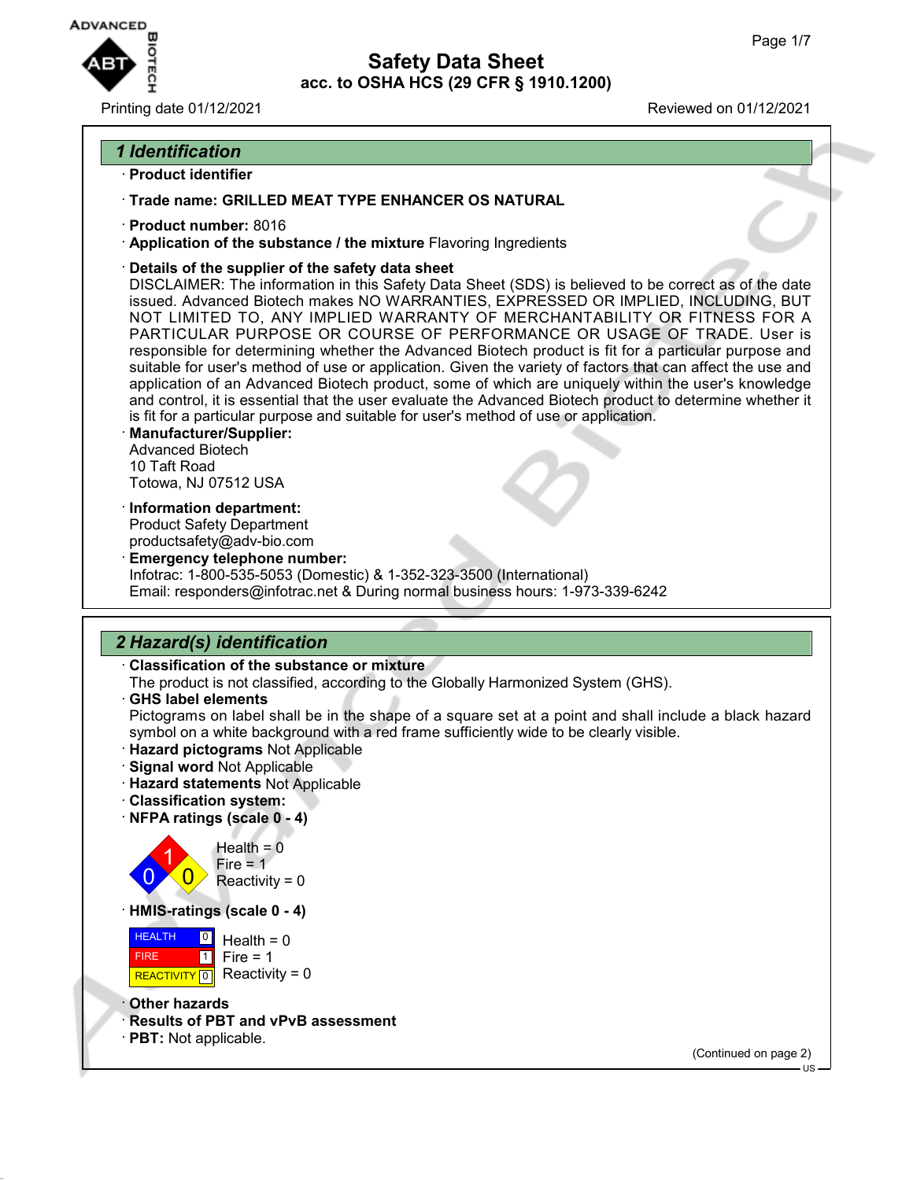# Safety Data Sheet
## acc. to OSHA HCS (29 CFR § 1910.1200)

Printing date 01/12/2021 Reviewed on 01/12/2021

## 1 Identification

· **Product identifier**

· **Trade name: GRILLED MEAT TYPE ENHANCER OS NATURAL**

· **Product number:** 8016

· **Application of the substance / the mixture** Flavoring Ingredients

· **Details of the supplier of the safety data sheet**

DISCLAIMER: The information in this Safety Data Sheet (SDS) is believed to be correct as of the date issued. Advanced Biotech makes NO WARRANTIES, EXPRESSED OR IMPLIED, INCLUDING, BUT NOT LIMITED TO, ANY IMPLIED WARRANTY OF MERCHANTABILITY OR FITNESS FOR A PARTICULAR PURPOSE OR COURSE OF PERFORMANCE OR USAGE OF TRADE. User is responsible for determining whether the Advanced Biotech product is fit for a particular purpose and suitable for user's method of use or application. Given the variety of factors that can affect the use and application of an Advanced Biotech product, some of which are uniquely within the user's knowledge and control, it is essential that the user evaluate the Advanced Biotech product to determine whether it is fit for a particular purpose and suitable for user's method of use or application.

· **Manufacturer/Supplier:**

Advanced Biotech
10 Taft Road
Totowa, NJ 07512 USA

· **Information department:**

Product Safety Department
productsafety@adv-bio.com

· **Emergency telephone number:**

Infotrac: 1-800-535-5053 (Domestic) & 1-352-323-3500 (International)
Email: responders@infotrac.net & During normal business hours: 1-973-339-6242

## 2 Hazard(s) identification

· **Classification of the substance or mixture**

The product is not classified, according to the Globally Harmonized System (GHS).

· **GHS label elements**

Pictograms on label shall be in the shape of a square set at a point and shall include a black hazard symbol on a white background with a red frame sufficiently wide to be clearly visible.

· **Hazard pictograms** Not Applicable

· **Signal word** Not Applicable

· **Hazard statements** Not Applicable

· **Classification system:**

· **NFPA ratings (scale 0 - 4)**

Health = 0
Fire = 1
Reactivity = 0

· **HMIS-ratings (scale 0 - 4)**

| | |
|---|---|
| HEALTH | 0 |
| FIRE | 1 |
| REACTIVITY | 0 |

Health = 0
Fire = 1
Reactivity = 0

· **Other hazards**

· **Results of PBT and vPvB assessment**

· **PBT:** Not applicable.

(Continued on page 2)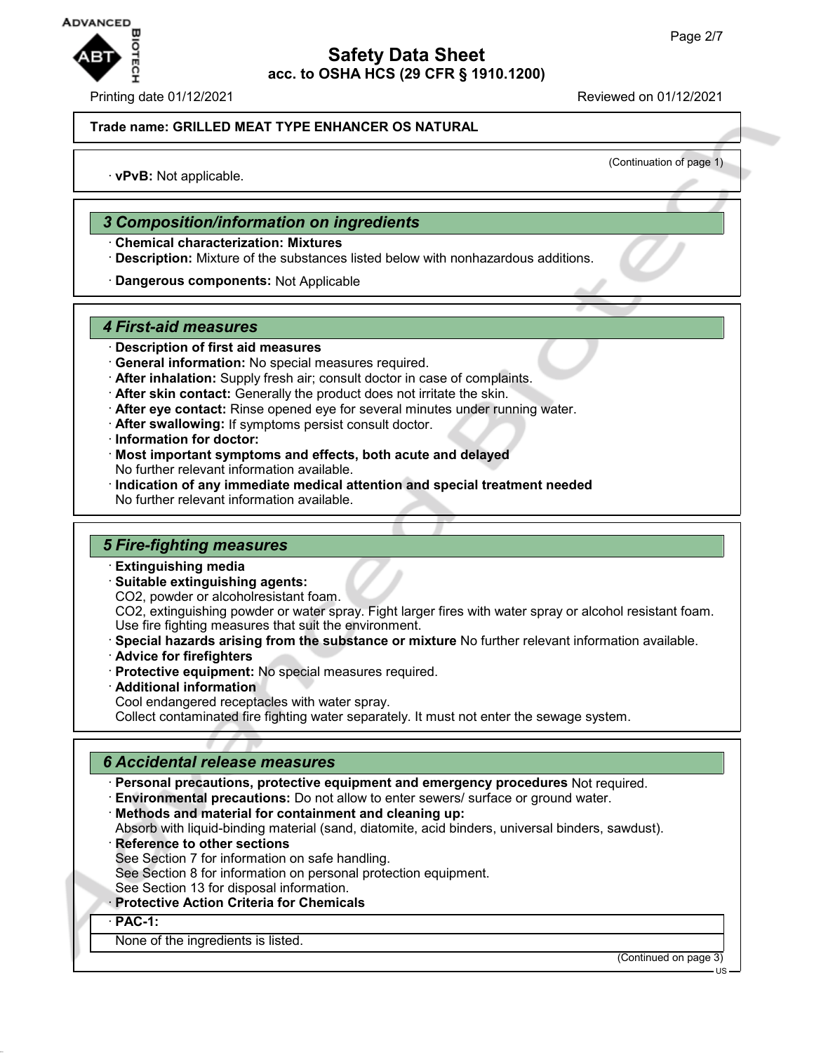**Trade name: GRILLED MEAT TYPE ENHANCER OS NATURAL**

(Continuation of page 1)

· **vPvB:** Not applicable.

## 3 Composition/information on ingredients

· **Chemical characterization: Mixtures**
· **Description:** Mixture of the substances listed below with nonhazardous additions.

· **Dangerous components:** Not Applicable

## 4 First-aid measures

· **Description of first aid measures**
· **General information:** No special measures required.
· **After inhalation:** Supply fresh air; consult doctor in case of complaints.
· **After skin contact:** Generally the product does not irritate the skin.
· **After eye contact:** Rinse opened eye for several minutes under running water.
· **After swallowing:** If symptoms persist consult doctor.
· **Information for doctor:**
· **Most important symptoms and effects, both acute and delayed**
No further relevant information available.
· **Indication of any immediate medical attention and special treatment needed**
No further relevant information available.

## 5 Fire-fighting measures

· **Extinguishing media**
· **Suitable extinguishing agents:**
$CO_2$, powder or alcoholresistant foam.
$CO_2$, extinguishing powder or water spray. Fight larger fires with water spray or alcohol resistant foam.
Use fire fighting measures that suit the environment.
· **Special hazards arising from the substance or mixture** No further relevant information available.
· **Advice for firefighters**
· **Protective equipment:** No special measures required.
· **Additional information**
Cool endangered receptacles with water spray.
Collect contaminated fire fighting water separately. It must not enter the sewage system.

## 6 Accidental release measures

· **Personal precautions, protective equipment and emergency procedures** Not required.
· **Environmental precautions:** Do not allow to enter sewers/ surface or ground water.
· **Methods and material for containment and cleaning up:**
Absorb with liquid-binding material (sand, diatomite, acid binders, universal binders, sawdust).
· **Reference to other sections**
See Section 7 for information on safe handling.
See Section 8 for information on personal protection equipment.
See Section 13 for disposal information.
· **Protective Action Criteria for Chemicals**

| · **PAC-1:** |
| --- |
| None of the ingredients is listed. |

(Continued on page 3)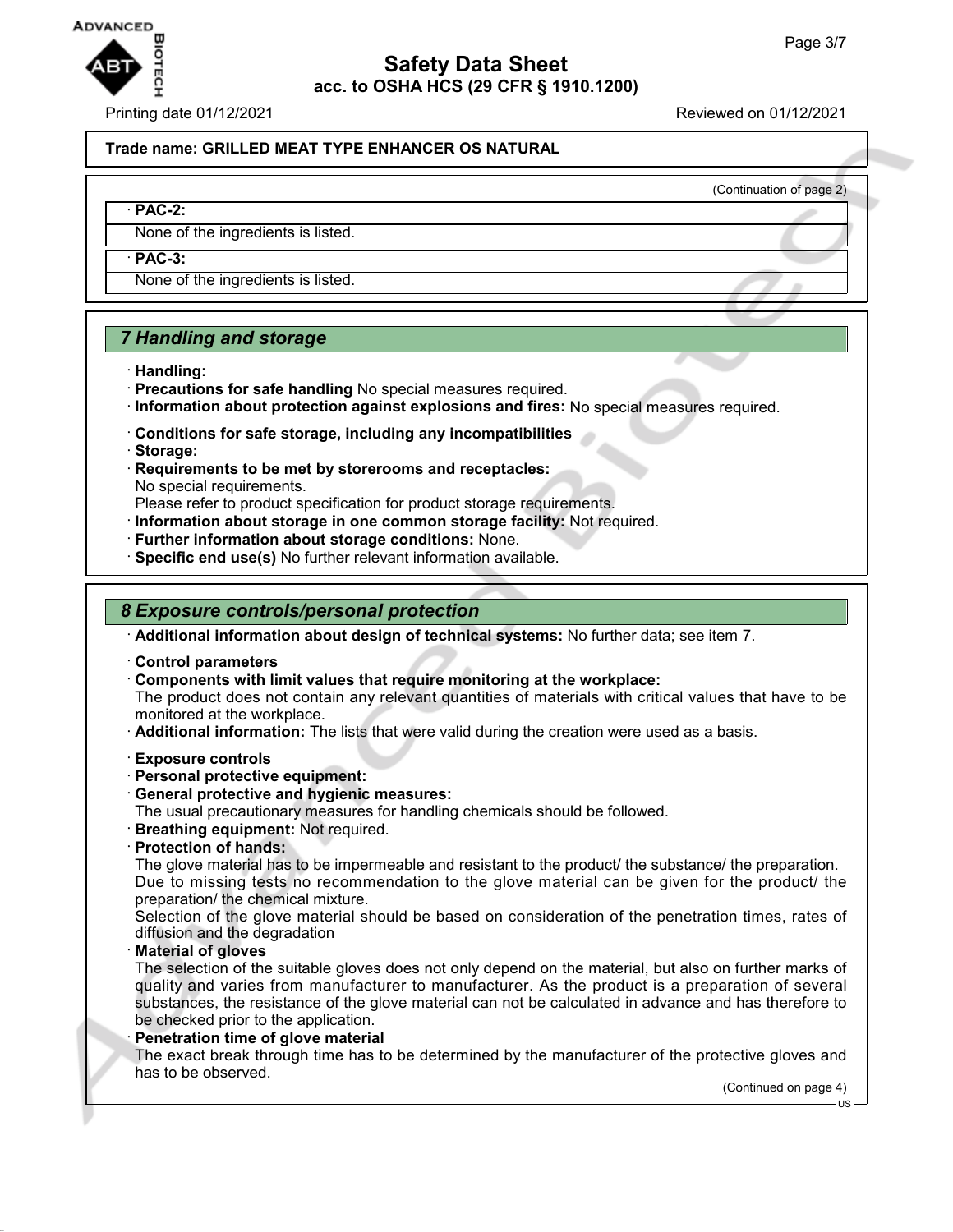**Trade name: GRILLED MEAT TYPE ENHANCER OS NATURAL**

(Continuation of page 2)

· **PAC-2:**

None of the ingredients is listed.

· **PAC-3:**

None of the ingredients is listed.

## 7 Handling and storage

· **Handling:**
· **Precautions for safe handling** No special measures required.
· **Information about protection against explosions and fires:** No special measures required.

· **Conditions for safe storage, including any incompatibilities**
· **Storage:**
· **Requirements to be met by storerooms and receptacles:**
No special requirements.
Please refer to product specification for product storage requirements.
· **Information about storage in one common storage facility:** Not required.
· **Further information about storage conditions:** None.
· **Specific end use(s)** No further relevant information available.

## 8 Exposure controls/personal protection

· **Additional information about design of technical systems:** No further data; see item 7.

· **Control parameters**
· **Components with limit values that require monitoring at the workplace:**
The product does not contain any relevant quantities of materials with critical values that have to be monitored at the workplace.
· **Additional information:** The lists that were valid during the creation were used as a basis.

· **Exposure controls**
· **Personal protective equipment:**
· **General protective and hygienic measures:**
The usual precautionary measures for handling chemicals should be followed.
· **Breathing equipment:** Not required.
· **Protection of hands:**
The glove material has to be impermeable and resistant to the product/ the substance/ the preparation.
Due to missing tests no recommendation to the glove material can be given for the product/ the preparation/ the chemical mixture.
Selection of the glove material should be based on consideration of the penetration times, rates of diffusion and the degradation
· **Material of gloves**
The selection of the suitable gloves does not only depend on the material, but also on further marks of quality and varies from manufacturer to manufacturer. As the product is a preparation of several substances, the resistance of the glove material can not be calculated in advance and has therefore to be checked prior to the application.
· **Penetration time of glove material**
The exact break through time has to be determined by the manufacturer of the protective gloves and has to be observed.

(Continued on page 4)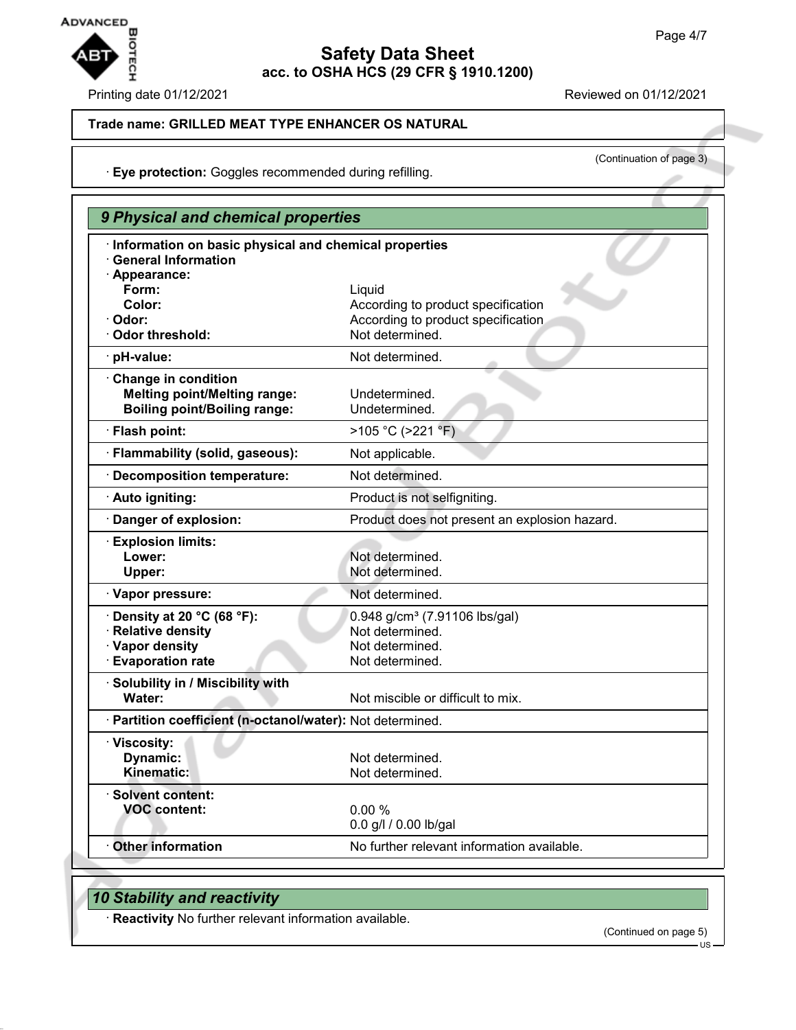**Trade name: GRILLED MEAT TYPE ENHANCER OS NATURAL**

(Continuation of page 3)

· **Eye protection:** Goggles recommended during refilling.

## 9 Physical and chemical properties

· **Information on basic physical and chemical properties**
· **General Information**
· **Appearance:**

| | |
|---|---|
| **Form:** | Liquid |
| **Color:** | According to product specification |
| · **Odor:** | According to product specification |
| · **Odor threshold:** | Not determined. |
| · **pH-value:** | Not determined. |
| · **Change in condition** | |
| **Melting point/Melting range:** | Undetermined. |
| **Boiling point/Boiling range:** | Undetermined. |
| · **Flash point:** | >105 °C (>221 °F) |
| · **Flammability (solid, gaseous):** | Not applicable. |
| · **Decomposition temperature:** | Not determined. |
| · **Auto igniting:** | Product is not selfigniting. |
| · **Danger of explosion:** | Product does not present an explosion hazard. |
| · **Explosion limits:** | |
| **Lower:** | Not determined. |
| **Upper:** | Not determined. |
| · **Vapor pressure:** | Not determined. |
| · **Density at 20 °C (68 °F):** | 0.948 g/cm³ (7.91106 lbs/gal) |
| · **Relative density** | Not determined. |
| · **Vapor density** | Not determined. |
| · **Evaporation rate** | Not determined. |
| · **Solubility in / Miscibility with** | |
| **Water:** | Not miscible or difficult to mix. |
| · **Partition coefficient (n-octanol/water):** | Not determined. |
| · **Viscosity:** | |
| **Dynamic:** | Not determined. |
| **Kinematic:** | Not determined. |
| · **Solvent content:** | |
| **VOC content:** | 0.00 % |
| | 0.0 g/l / 0.00 lb/gal |
| · **Other information** | No further relevant information available. |

## 10 Stability and reactivity

· **Reactivity** No further relevant information available.

(Continued on page 5)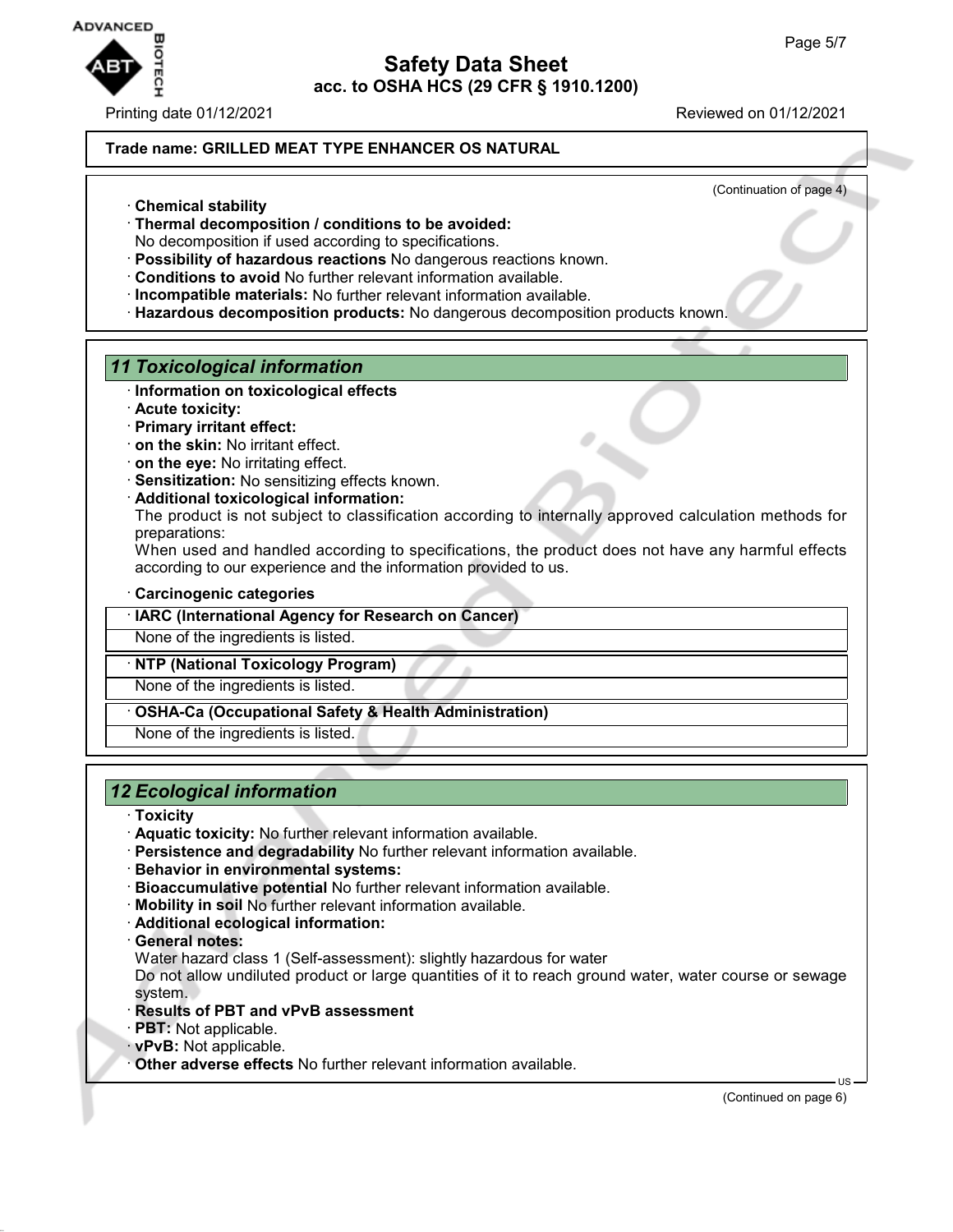**Trade name: GRILLED MEAT TYPE ENHANCER OS NATURAL**

(Continuation of page 4)

· **Chemical stability**
· **Thermal decomposition / conditions to be avoided:**
No decomposition if used according to specifications.
· **Possibility of hazardous reactions** No dangerous reactions known.
· **Conditions to avoid** No further relevant information available.
· **Incompatible materials:** No further relevant information available.
· **Hazardous decomposition products:** No dangerous decomposition products known.

## 11 Toxicological information

· **Information on toxicological effects**
· **Acute toxicity:**
· **Primary irritant effect:**
· **on the skin:** No irritant effect.
· **on the eye:** No irritating effect.
· **Sensitization:** No sensitizing effects known.
· **Additional toxicological information:**
The product is not subject to classification according to internally approved calculation methods for preparations:
When used and handled according to specifications, the product does not have any harmful effects according to our experience and the information provided to us.

· **Carcinogenic categories**

| · **IARC (International Agency for Research on Cancer)** |
| --- |
| None of the ingredients is listed. |

| · **NTP (National Toxicology Program)** |
| --- |
| None of the ingredients is listed. |

| · **OSHA-Ca (Occupational Safety & Health Administration)** |
| --- |
| None of the ingredients is listed. |

## 12 Ecological information

· **Toxicity**
· **Aquatic toxicity:** No further relevant information available.
· **Persistence and degradability** No further relevant information available.
· **Behavior in environmental systems:**
· **Bioaccumulative potential** No further relevant information available.
· **Mobility in soil** No further relevant information available.
· **Additional ecological information:**
· **General notes:**
Water hazard class 1 (Self-assessment): slightly hazardous for water
Do not allow undiluted product or large quantities of it to reach ground water, water course or sewage system.
· **Results of PBT and vPvB assessment**
· **PBT:** Not applicable.
· **vPvB:** Not applicable.
· **Other adverse effects** No further relevant information available.

(Continued on page 6)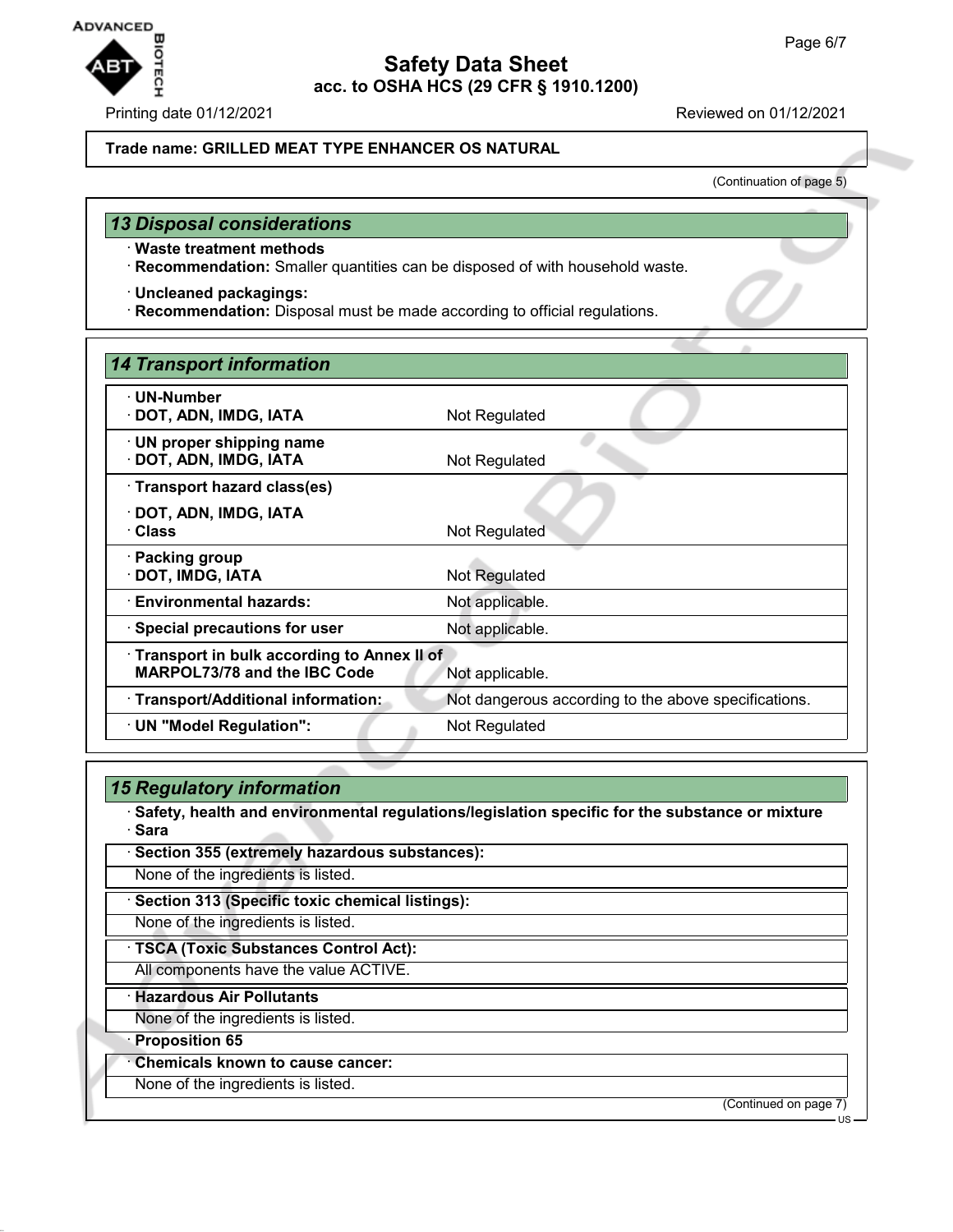Trade name: GRILLED MEAT TYPE ENHANCER OS NATURAL

(Continuation of page 5)

## 13 Disposal considerations

· **Waste treatment methods**
· **Recommendation:** Smaller quantities can be disposed of with household waste.

· **Uncleaned packagings:**
· **Recommendation:** Disposal must be made according to official regulations.

## 14 Transport information

| | |
|---|---|
| · **UN-Number**<br>· **DOT, ADN, IMDG, IATA** | Not Regulated |
| · **UN proper shipping name**<br>· **DOT, ADN, IMDG, IATA** | Not Regulated |
| · **Transport hazard class(es)**<br>· **DOT, ADN, IMDG, IATA**<br>· **Class** | Not Regulated |
| · **Packing group**<br>· **DOT, IMDG, IATA** | Not Regulated |
| · **Environmental hazards:** | Not applicable. |
| · **Special precautions for user** | Not applicable. |
| · **Transport in bulk according to Annex II of MARPOL73/78 and the IBC Code** | Not applicable. |
| · **Transport/Additional information:** | Not dangerous according to the above specifications. |
| · **UN "Model Regulation":** | Not Regulated |

## 15 Regulatory information

· **Safety, health and environmental regulations/legislation specific for the substance or mixture**
· **Sara**

· **Section 355 (extremely hazardous substances):**
None of the ingredients is listed.

· **Section 313 (Specific toxic chemical listings):**
None of the ingredients is listed.

· **TSCA (Toxic Substances Control Act):**
All components have the value ACTIVE.

· **Hazardous Air Pollutants**
None of the ingredients is listed.

· **Proposition 65**

· **Chemicals known to cause cancer:**
None of the ingredients is listed.

(Continued on page 7)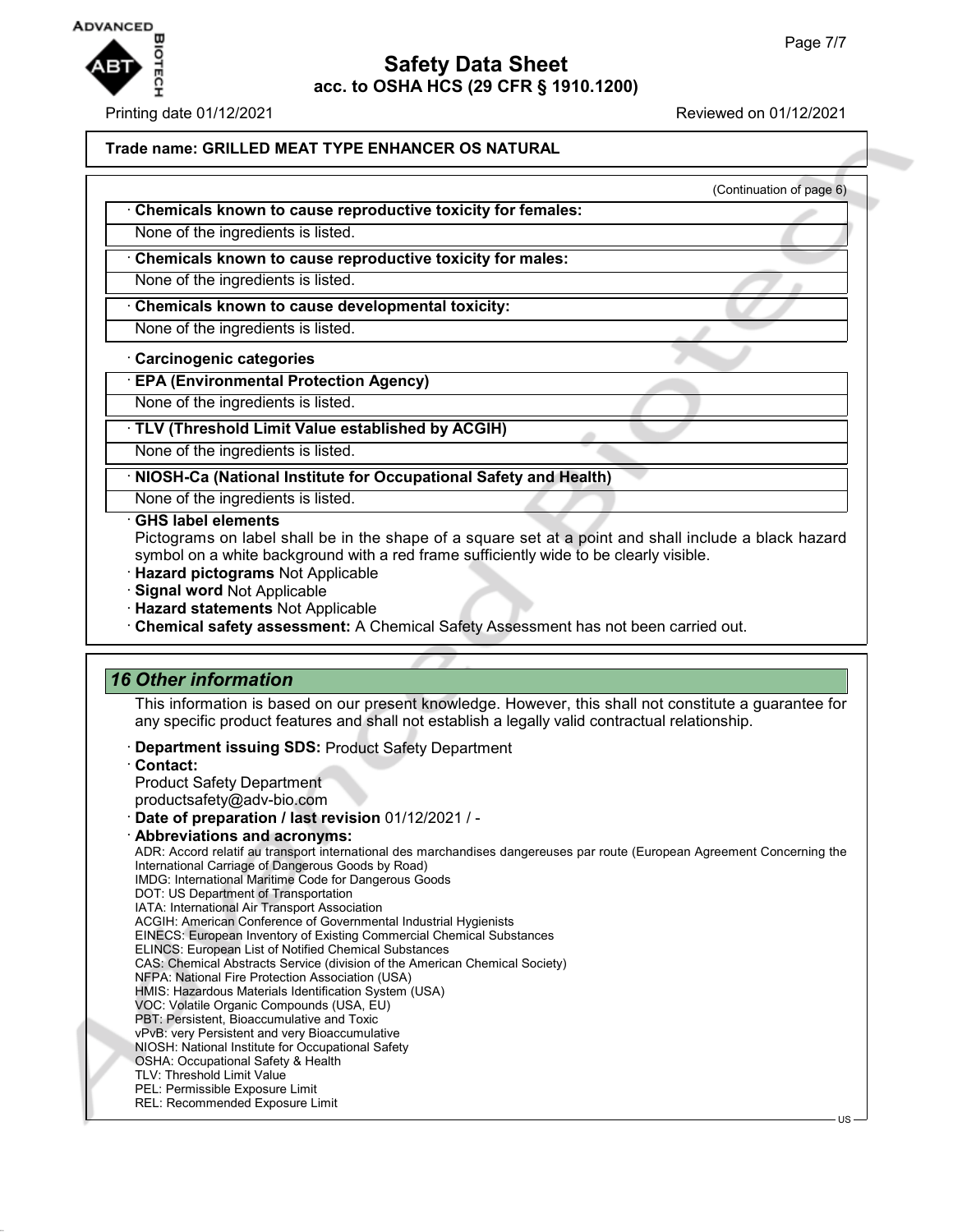Trade name: GRILLED MEAT TYPE ENHANCER OS NATURAL

(Continuation of page 6)

· **Chemicals known to cause reproductive toxicity for females:**

None of the ingredients is listed.

· **Chemicals known to cause reproductive toxicity for males:**

None of the ingredients is listed.

· **Chemicals known to cause developmental toxicity:**

None of the ingredients is listed.

· **Carcinogenic categories**

· **EPA (Environmental Protection Agency)**

None of the ingredients is listed.

· **TLV (Threshold Limit Value established by ACGIH)**

None of the ingredients is listed.

· **NIOSH-Ca (National Institute for Occupational Safety and Health)**

None of the ingredients is listed.

· **GHS label elements**

Pictograms on label shall be in the shape of a square set at a point and shall include a black hazard symbol on a white background with a red frame sufficiently wide to be clearly visible.

· **Hazard pictograms** Not Applicable

· **Signal word** Not Applicable

· **Hazard statements** Not Applicable

· **Chemical safety assessment:** A Chemical Safety Assessment has not been carried out.

## *16 Other information*

This information is based on our present knowledge. However, this shall not constitute a guarantee for any specific product features and shall not establish a legally valid contractual relationship.

· **Department issuing SDS:** Product Safety Department

· **Contact:**

Product Safety Department
productsafety@adv-bio.com

· **Date of preparation / last revision** 01/12/2021 / -

· **Abbreviations and acronyms:**

ADR: Accord relatif au transport international des marchandises dangereuses par route (European Agreement Concerning the International Carriage of Dangerous Goods by Road)
IMDG: International Maritime Code for Dangerous Goods
DOT: US Department of Transportation
IATA: International Air Transport Association
ACGIH: American Conference of Governmental Industrial Hygienists
EINECS: European Inventory of Existing Commercial Chemical Substances
ELINCS: European List of Notified Chemical Substances
CAS: Chemical Abstracts Service (division of the American Chemical Society)
NFPA: National Fire Protection Association (USA)
HMIS: Hazardous Materials Identification System (USA)
VOC: Volatile Organic Compounds (USA, EU)
PBT: Persistent, Bioaccumulative and Toxic
vPvB: very Persistent and very Bioaccumulative
NIOSH: National Institute for Occupational Safety
OSHA: Occupational Safety & Health
TLV: Threshold Limit Value
PEL: Permissible Exposure Limit
REL: Recommended Exposure Limit